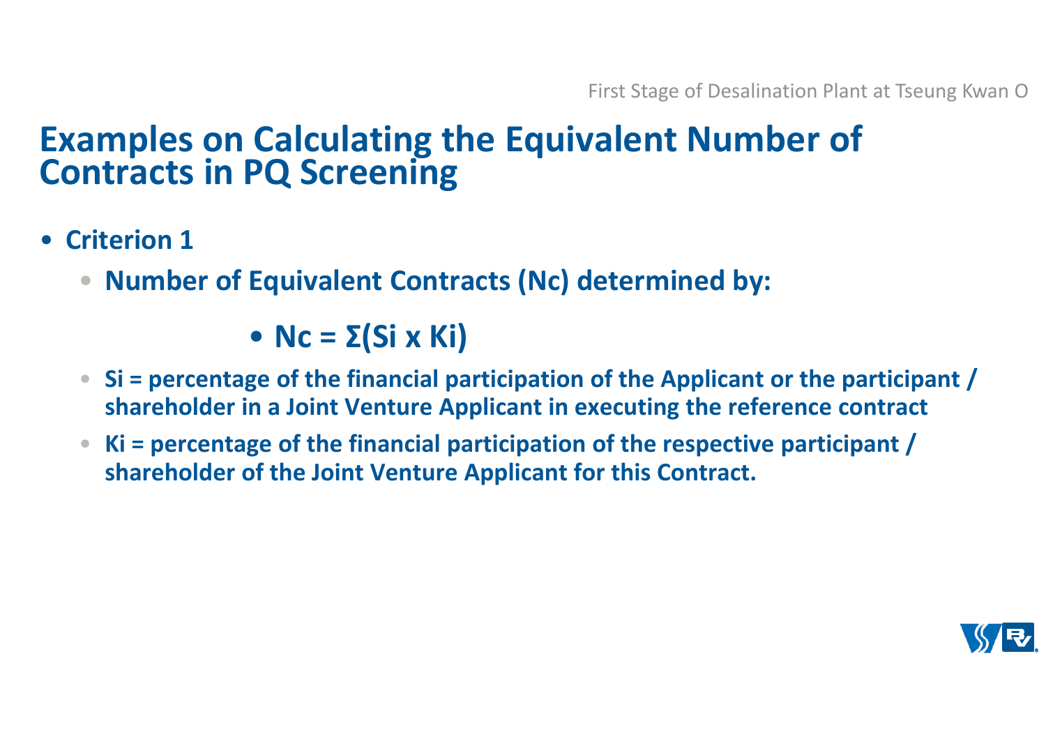# Examples on Calculating the Equivalent Number of Contracts in PQ Screening

- **Criterion 1**
  - **Number of Equivalent Contracts (Nc) determined by:**

    $$N_c = \Sigma(S_i \times K_i)$$

  - **$S_i$ = percentage of the financial participation of the Applicant or the participant / shareholder in a Joint Venture Applicant in executing the reference contract**
  - **$K_i$ = percentage of the financial participation of the respective participant / shareholder of the Joint Venture Applicant for this Contract.**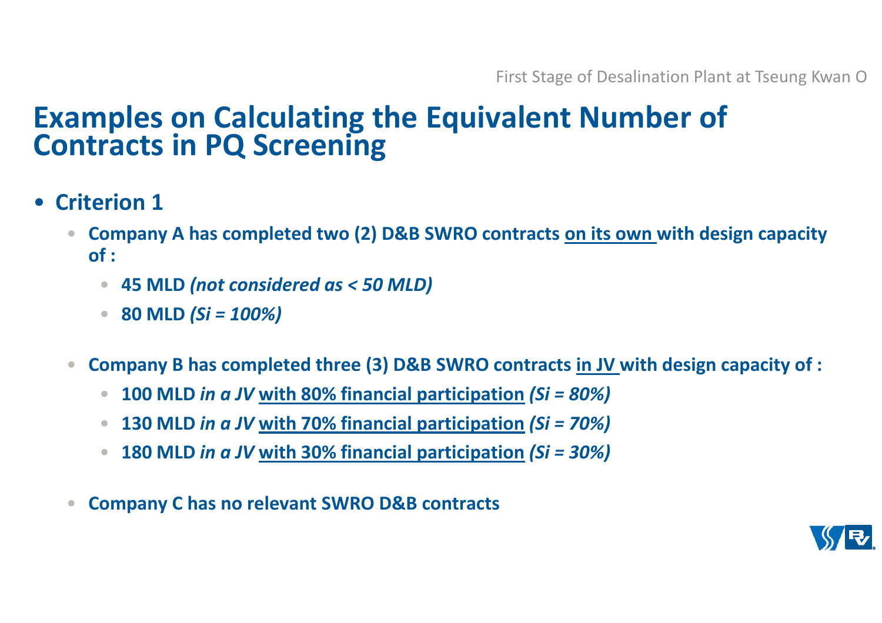# Examples on Calculating the Equivalent Number of Contracts in PQ Screening

- **Criterion 1**
  - **Company A has completed two (2) D&B SWRO contracts <u>on its own</u> with design capacity of :**
    - **45 MLD *(not considered as < 50 MLD)***
    - **80 MLD *(Si = 100%)***
  - **Company B has completed three (3) D&B SWRO contracts <u>in JV</u> with design capacity of :**
    - **100 MLD *in a JV* <u>with 80% financial participation</u> *(Si = 80%)***
    - **130 MLD *in a JV* <u>with 70% financial participation</u> *(Si = 70%)***
    - **180 MLD *in a JV* <u>with 30% financial participation</u> *(Si = 30%)***
  - **Company C has no relevant SWRO D&B contracts**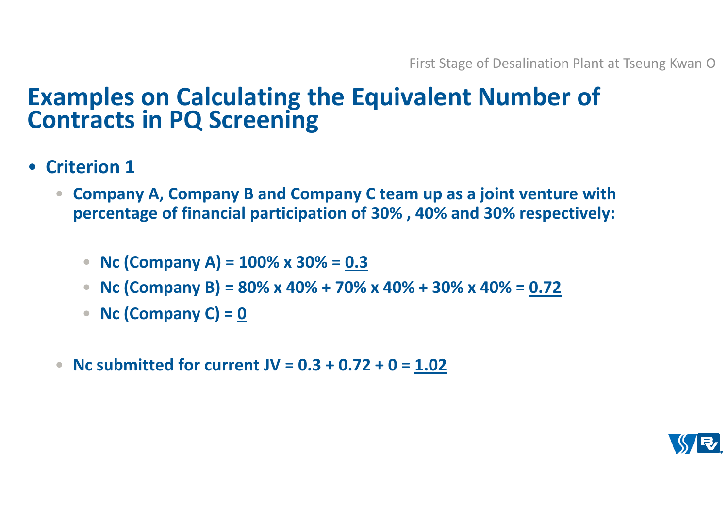# Examples on Calculating the Equivalent Number of Contracts in PQ Screening

- **Criterion 1**
  - **Company A, Company B and Company C team up as a joint venture with percentage of financial participation of 30% , 40% and 30% respectively:**
    - **Nc (Company A) = 100% x 30% = 0.3**
    - **Nc (Company B) = 80% x 40% + 70% x 40% + 30% x 40% = 0.72**
    - **Nc (Company C) = 0**
  - **Nc submitted for current JV = 0.3 + 0.72 + 0 = 1.02**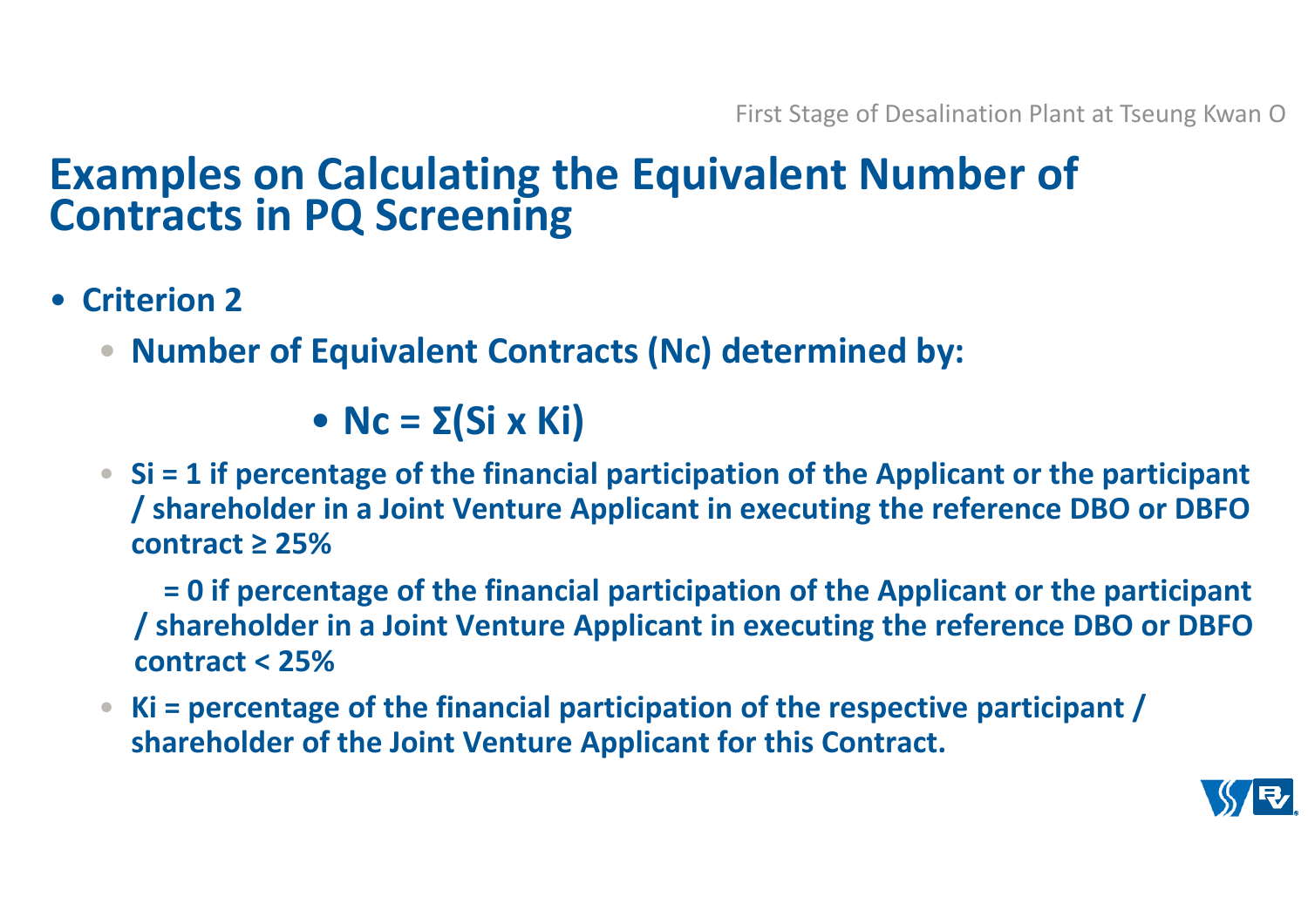# Examples on Calculating the Equivalent Number of Contracts in PQ Screening

- **Criterion 2**
  - **Number of Equivalent Contracts (Nc) determined by:**
    - $$N_c = \Sigma(S_i \times K_i)$$
  - **Si = 1 if percentage of the financial participation of the Applicant or the participant / shareholder in a Joint Venture Applicant in executing the reference DBO or DBFO contract ≥ 25%**

    **= 0 if percentage of the financial participation of the Applicant or the participant / shareholder in a Joint Venture Applicant in executing the reference DBO or DBFO contract < 25%**
  - **Ki = percentage of the financial participation of the respective participant / shareholder of the Joint Venture Applicant for this Contract.**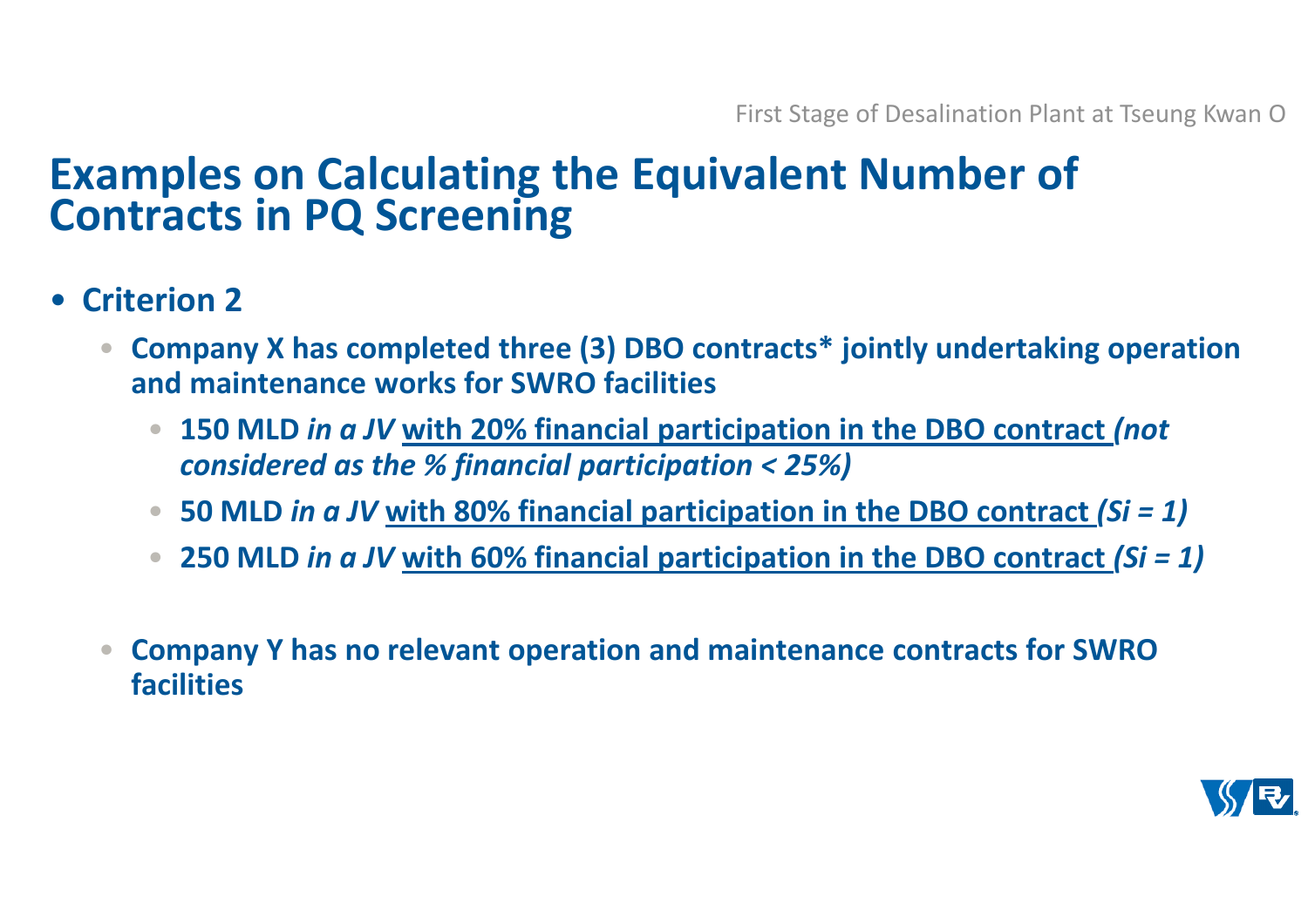# Examples on Calculating the Equivalent Number of Contracts in PQ Screening

- **Criterion 2**
  - **Company X has completed three (3) DBO contracts* jointly undertaking operation and maintenance works for SWRO facilities**
    - **150 MLD *in a JV* <u>with 20% financial participation in the DBO contract</u> *(not considered as the % financial participation < 25%)***
    - **50 MLD *in a JV* <u>with 80% financial participation in the DBO contract</u> *($S_i = 1$)***
    - **250 MLD *in a JV* <u>with 60% financial participation in the DBO contract</u> *($S_i = 1$)***
  - **Company Y has no relevant operation and maintenance contracts for SWRO facilities**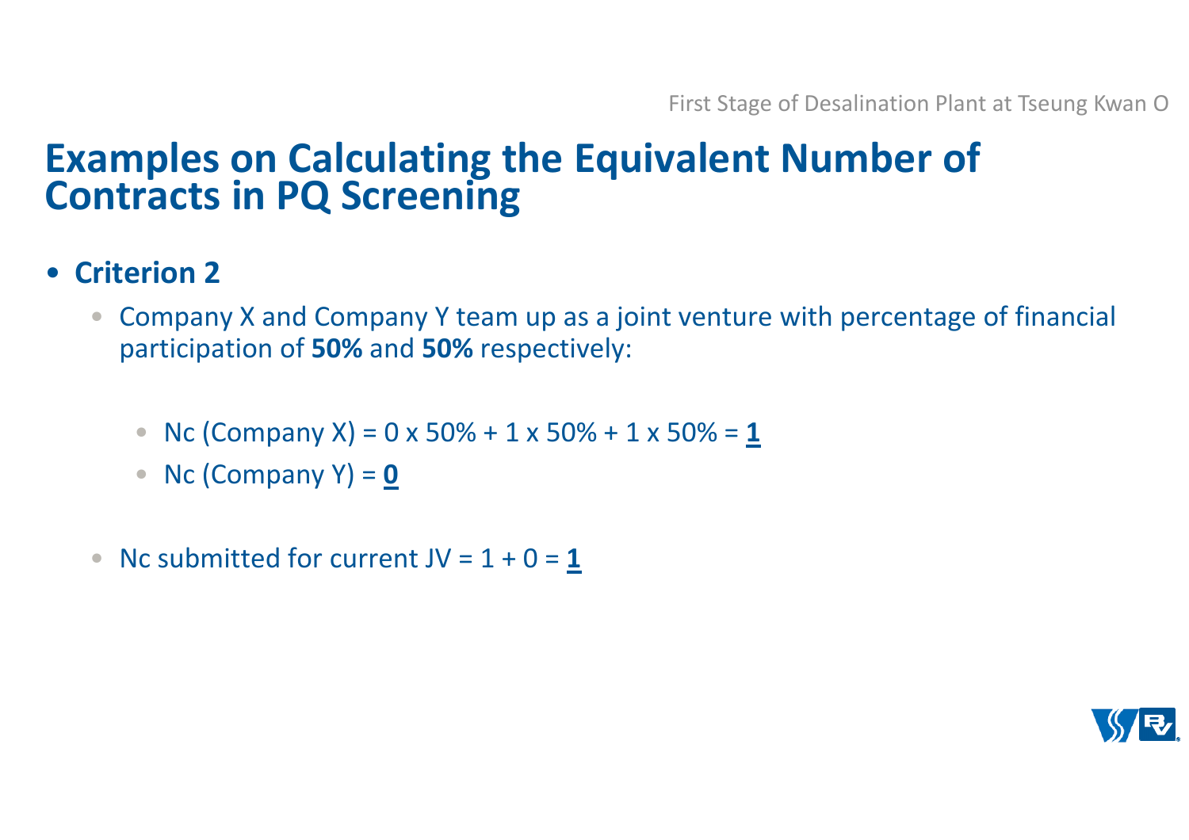# Examples on Calculating the Equivalent Number of Contracts in PQ Screening

- **Criterion 2**
  - Company X and Company Y team up as a joint venture with percentage of financial participation of **50%** and **50%** respectively:
    - Nc (Company X) = 0 x 50% + 1 x 50% + 1 x 50% = **1**
    - Nc (Company Y) = **0**
  - Nc submitted for current JV = 1 + 0 = **1**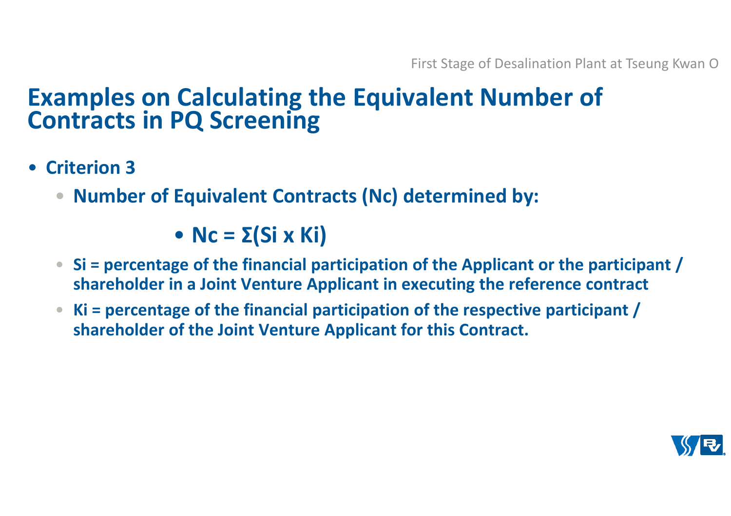# Examples on Calculating the Equivalent Number of Contracts in PQ Screening

- **Criterion 3**
  - **Number of Equivalent Contracts (Nc) determined by:**
    - $$N_c = \Sigma(S_i \times K_i)$$
  - **$S_i$ = percentage of the financial participation of the Applicant or the participant / shareholder in a Joint Venture Applicant in executing the reference contract**
  - **$K_i$ = percentage of the financial participation of the respective participant / shareholder of the Joint Venture Applicant for this Contract.**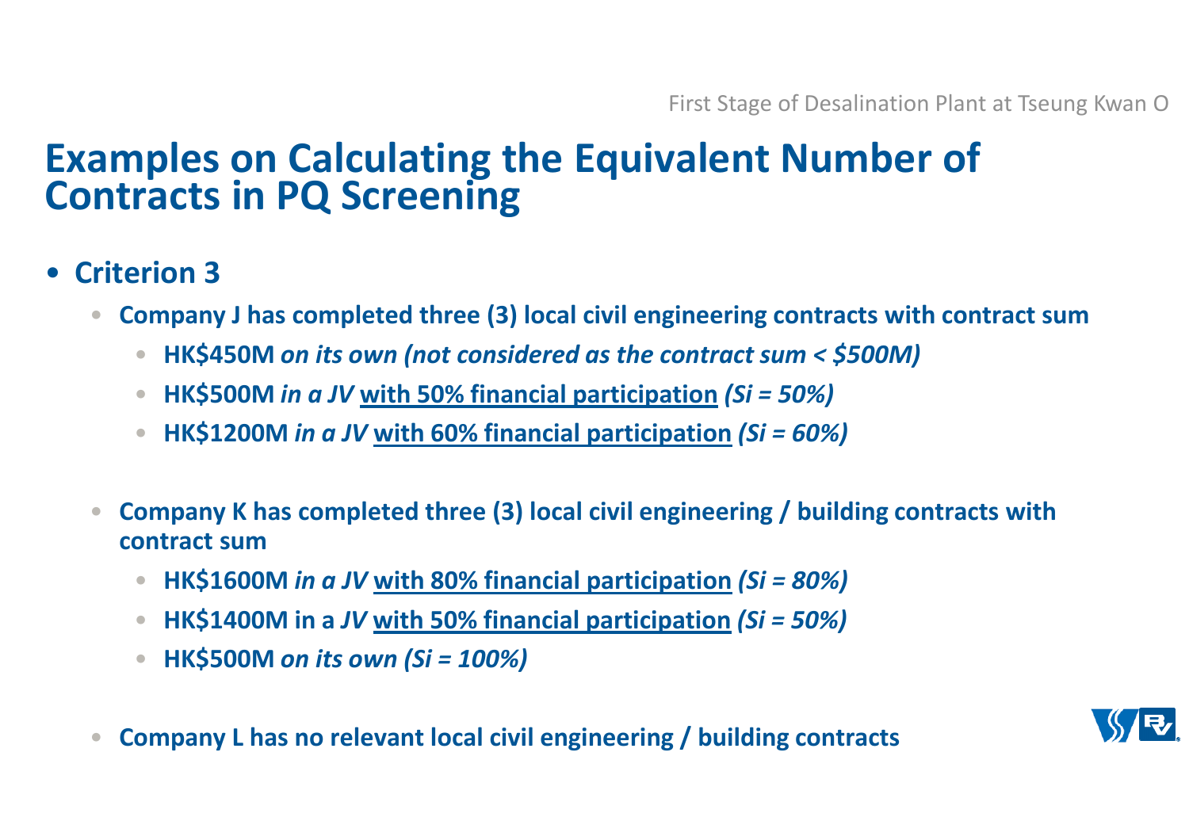# Examples on Calculating the Equivalent Number of Contracts in PQ Screening

- **Criterion 3**
  - **Company J has completed three (3) local civil engineering contracts with contract sum**
    - **HK$450M *on its own (not considered as the contract sum < $500M)***
    - **HK$500M *in a JV* <u>with 50% financial participation</u> *(Si = 50%)***
    - **HK$1200M *in a JV* <u>with 60% financial participation</u> *(Si = 60%)***
  - **Company K has completed three (3) local civil engineering / building contracts with contract sum**
    - **HK$1600M *in a JV* <u>with 80% financial participation</u> *(Si = 80%)***
    - **HK$1400M in a *JV* <u>with 50% financial participation</u> *(Si = 50%)***
    - **HK$500M *on its own (Si = 100%)***
  - **Company L has no relevant local civil engineering / building contracts**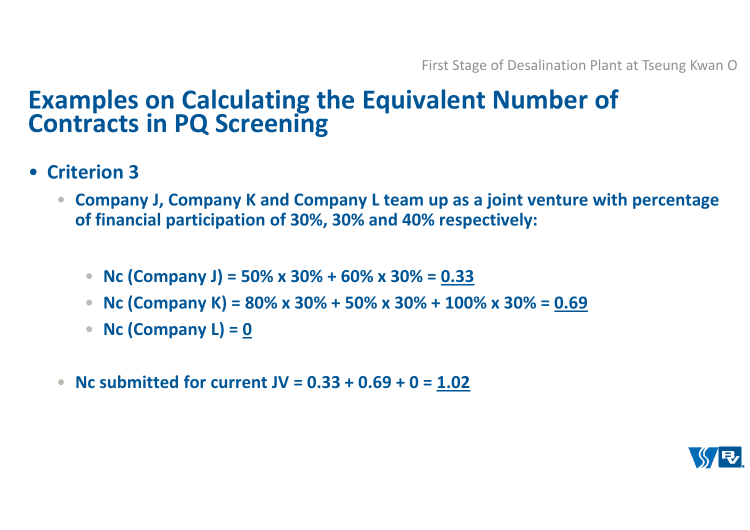# Examples on Calculating the Equivalent Number of Contracts in PQ Screening

- **Criterion 3**
  - **Company J, Company K and Company L team up as a joint venture with percentage of financial participation of 30%, 30% and 40% respectively:**
    - **Nc (Company J) = 50% x 30% + 60% x 30% = <u>0.33</u>**
    - **Nc (Company K) = 80% x 30% + 50% x 30% + 100% x 30% = <u>0.69</u>**
    - **Nc (Company L) = <u>0</u>**
  - **Nc submitted for current JV = 0.33 + 0.69 + 0 = <u>1.02</u>**